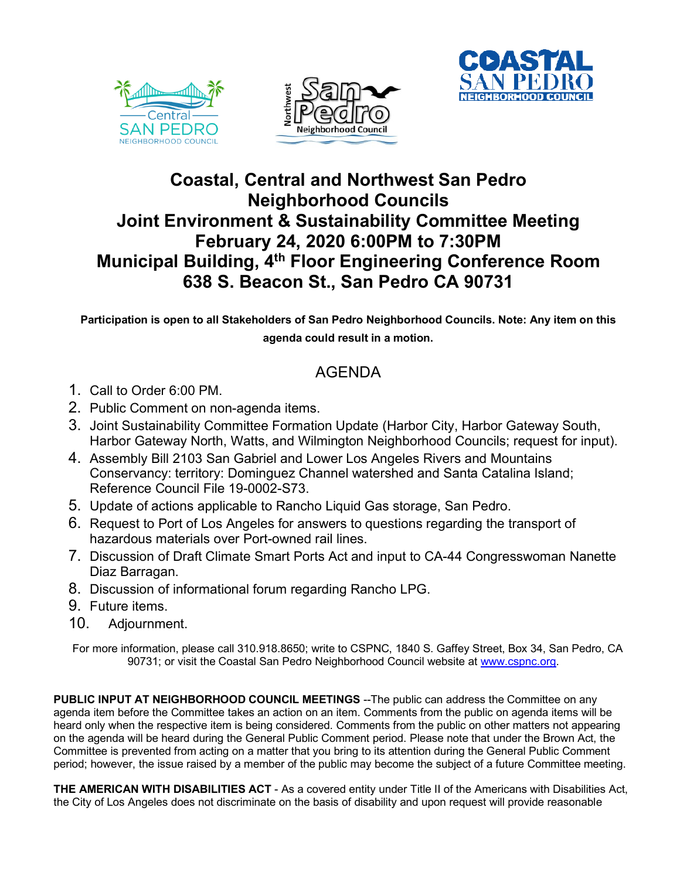# Coastal, Central and Northwest San Pedro Neighborhood Councils
# Joint Environment & Sustainability Committee Meeting
# February 24, 2020 6:00PM to 7:30PM
# Municipal Building, 4th Floor Engineering Conference Room
# 638 S. Beacon St., San Pedro CA 90731

**Participation is open to all Stakeholders of San Pedro Neighborhood Councils. Note: Any item on this agenda could result in a motion.**

## AGENDA

1. Call to Order 6:00 PM.
2. Public Comment on non-agenda items.
3. Joint Sustainability Committee Formation Update (Harbor City, Harbor Gateway South, Harbor Gateway North, Watts, and Wilmington Neighborhood Councils; request for input).
4. Assembly Bill 2103 San Gabriel and Lower Los Angeles Rivers and Mountains Conservancy: territory: Dominguez Channel watershed and Santa Catalina Island; Reference Council File 19-0002-S73.
5. Update of actions applicable to Rancho Liquid Gas storage, San Pedro.
6. Request to Port of Los Angeles for answers to questions regarding the transport of hazardous materials over Port-owned rail lines.
7. Discussion of Draft Climate Smart Ports Act and input to CA-44 Congresswoman Nanette Diaz Barragan.
8. Discussion of informational forum regarding Rancho LPG.
9. Future items.
10. Adjournment.

For more information, please call 310.918.8650; write to CSPNC, 1840 S. Gaffey Street, Box 34, San Pedro, CA 90731; or visit the Coastal San Pedro Neighborhood Council website at www.cspnc.org.

**PUBLIC INPUT AT NEIGHBORHOOD COUNCIL MEETINGS** --The public can address the Committee on any agenda item before the Committee takes an action on an item. Comments from the public on agenda items will be heard only when the respective item is being considered. Comments from the public on other matters not appearing on the agenda will be heard during the General Public Comment period. Please note that under the Brown Act, the Committee is prevented from acting on a matter that you bring to its attention during the General Public Comment period; however, the issue raised by a member of the public may become the subject of a future Committee meeting.

**THE AMERICAN WITH DISABILITIES ACT** - As a covered entity under Title II of the Americans with Disabilities Act, the City of Los Angeles does not discriminate on the basis of disability and upon request will provide reasonable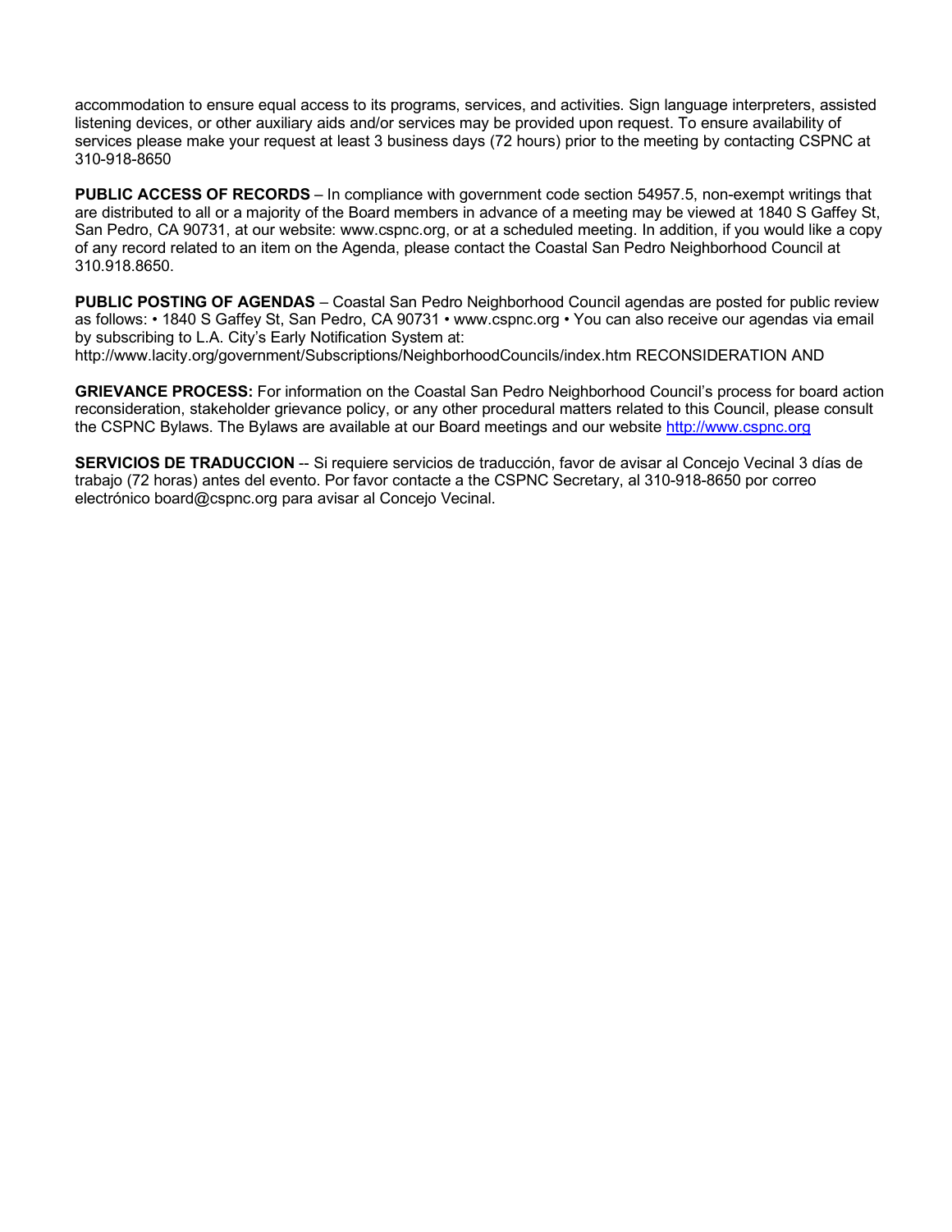accommodation to ensure equal access to its programs, services, and activities. Sign language interpreters, assisted listening devices, or other auxiliary aids and/or services may be provided upon request. To ensure availability of services please make your request at least 3 business days (72 hours) prior to the meeting by contacting CSPNC at 310-918-8650

**PUBLIC ACCESS OF RECORDS** – In compliance with government code section 54957.5, non-exempt writings that are distributed to all or a majority of the Board members in advance of a meeting may be viewed at 1840 S Gaffey St, San Pedro, CA 90731, at our website: www.cspnc.org, or at a scheduled meeting. In addition, if you would like a copy of any record related to an item on the Agenda, please contact the Coastal San Pedro Neighborhood Council at 310.918.8650.

**PUBLIC POSTING OF AGENDAS** – Coastal San Pedro Neighborhood Council agendas are posted for public review as follows: • 1840 S Gaffey St, San Pedro, CA 90731 • www.cspnc.org • You can also receive our agendas via email by subscribing to L.A. City's Early Notification System at: http://www.lacity.org/government/Subscriptions/NeighborhoodCouncils/index.htm RECONSIDERATION AND

**GRIEVANCE PROCESS:** For information on the Coastal San Pedro Neighborhood Council's process for board action reconsideration, stakeholder grievance policy, or any other procedural matters related to this Council, please consult the CSPNC Bylaws. The Bylaws are available at our Board meetings and our website http://www.cspnc.org

**SERVICIOS DE TRADUCCION** -- Si requiere servicios de traducción, favor de avisar al Concejo Vecinal 3 días de trabajo (72 horas) antes del evento. Por favor contacte a the CSPNC Secretary, al 310-918-8650 por correo electrónico board@cspnc.org para avisar al Concejo Vecinal.